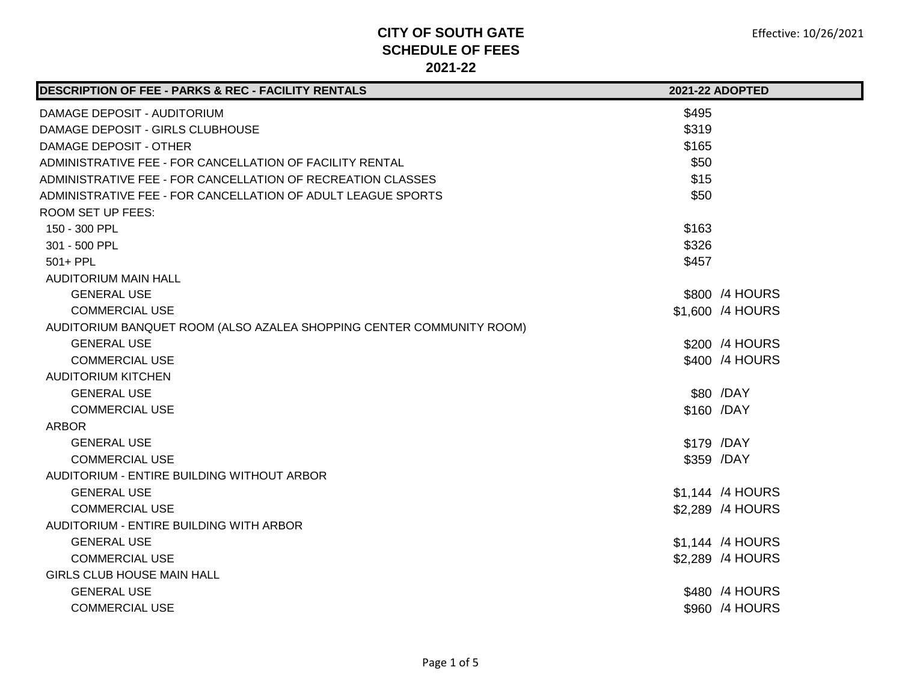**CITY OF SOUTH GATE**
**SCHEDULE OF FEES**
**2021-22**

Effective: 10/26/2021

| DESCRIPTION OF FEE - PARKS & REC - FACILITY RENTALS | 2021-22 ADOPTED | |
|---|---|---|
| DAMAGE DEPOSIT - AUDITORIUM | $495 | |
| DAMAGE DEPOSIT - GIRLS CLUBHOUSE | $319 | |
| DAMAGE DEPOSIT - OTHER | $165 | |
| ADMINISTRATIVE FEE - FOR CANCELLATION OF FACILITY RENTAL | $50 | |
| ADMINISTRATIVE FEE - FOR CANCELLATION OF RECREATION CLASSES | $15 | |
| ADMINISTRATIVE FEE - FOR CANCELLATION OF ADULT LEAGUE SPORTS | $50 | |
| ROOM SET UP FEES: | | |
| 150 - 300 PPL | $163 | |
| 301 - 500 PPL | $326 | |
| 501+ PPL | $457 | |
| AUDITORIUM MAIN HALL | | |
| GENERAL USE | $800 | /4 HOURS |
| COMMERCIAL USE | $1,600 | /4 HOURS |
| AUDITORIUM BANQUET ROOM (ALSO AZALEA SHOPPING CENTER COMMUNITY ROOM) | | |
| GENERAL USE | $200 | /4 HOURS |
| COMMERCIAL USE | $400 | /4 HOURS |
| AUDITORIUM KITCHEN | | |
| GENERAL USE | $80 | /DAY |
| COMMERCIAL USE | $160 | /DAY |
| ARBOR | | |
| GENERAL USE | $179 | /DAY |
| COMMERCIAL USE | $359 | /DAY |
| AUDITORIUM - ENTIRE BUILDING WITHOUT ARBOR | | |
| GENERAL USE | $1,144 | /4 HOURS |
| COMMERCIAL USE | $2,289 | /4 HOURS |
| AUDITORIUM - ENTIRE BUILDING WITH ARBOR | | |
| GENERAL USE | $1,144 | /4 HOURS |
| COMMERCIAL USE | $2,289 | /4 HOURS |
| GIRLS CLUB HOUSE MAIN HALL | | |
| GENERAL USE | $480 | /4 HOURS |
| COMMERCIAL USE | $960 | /4 HOURS |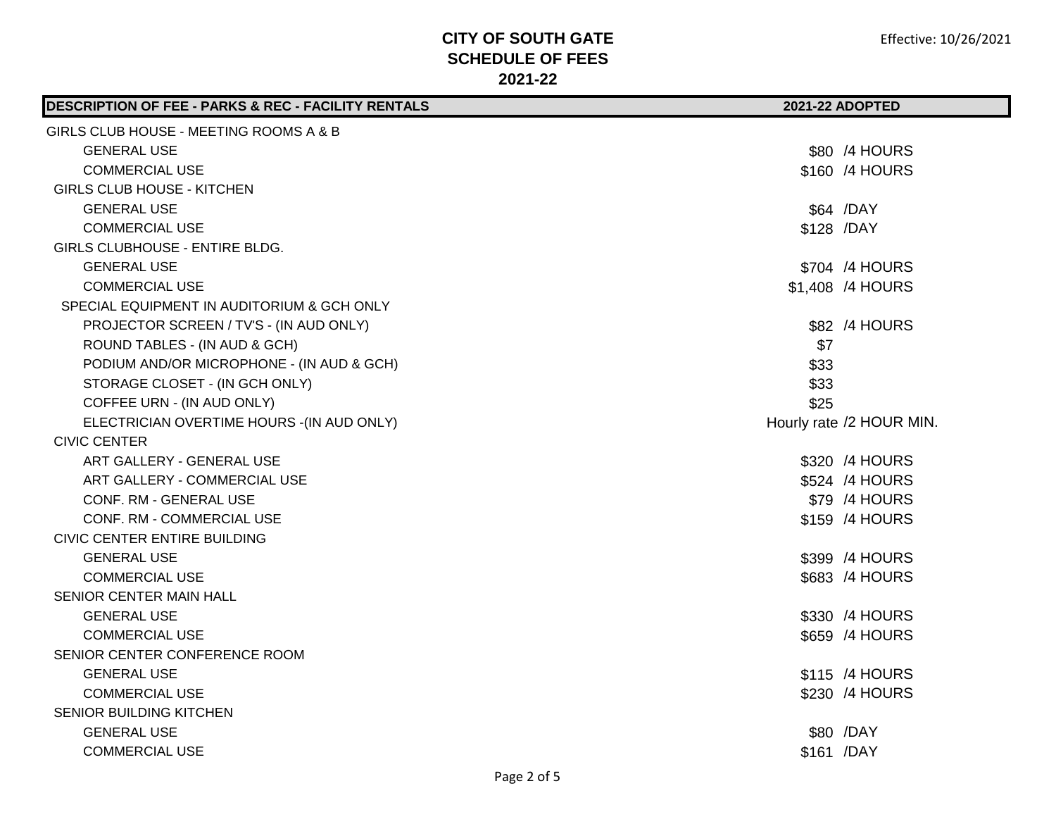# CITY OF SOUTH GATE
## SCHEDULE OF FEES
## 2021-22

Effective: 10/26/2021

| DESCRIPTION OF FEE - PARKS & REC - FACILITY RENTALS | 2021-22 ADOPTED | |
|---|---|---|
| GIRLS CLUB HOUSE - MEETING ROOMS A & B | | |
| GENERAL USE | $80 | /4 HOURS |
| COMMERCIAL USE | $160 | /4 HOURS |
| GIRLS CLUB HOUSE - KITCHEN | | |
| GENERAL USE | $64 | /DAY |
| COMMERCIAL USE | $128 | /DAY |
| GIRLS CLUBHOUSE - ENTIRE BLDG. | | |
| GENERAL USE | $704 | /4 HOURS |
| COMMERCIAL USE | $1,408 | /4 HOURS |
| SPECIAL EQUIPMENT IN AUDITORIUM & GCH ONLY | | |
| PROJECTOR SCREEN / TV'S - (IN AUD ONLY) | $82 | /4 HOURS |
| ROUND TABLES - (IN AUD & GCH) | $7 | |
| PODIUM AND/OR MICROPHONE - (IN AUD & GCH) | $33 | |
| STORAGE CLOSET - (IN GCH ONLY) | $33 | |
| COFFEE URN - (IN AUD ONLY) | $25 | |
| ELECTRICIAN OVERTIME HOURS -(IN AUD ONLY) | Hourly rate | /2 HOUR MIN. |
| CIVIC CENTER | | |
| ART GALLERY - GENERAL USE | $320 | /4 HOURS |
| ART GALLERY - COMMERCIAL USE | $524 | /4 HOURS |
| CONF. RM - GENERAL USE | $79 | /4 HOURS |
| CONF. RM - COMMERCIAL USE | $159 | /4 HOURS |
| CIVIC CENTER ENTIRE BUILDING | | |
| GENERAL USE | $399 | /4 HOURS |
| COMMERCIAL USE | $683 | /4 HOURS |
| SENIOR CENTER MAIN HALL | | |
| GENERAL USE | $330 | /4 HOURS |
| COMMERCIAL USE | $659 | /4 HOURS |
| SENIOR CENTER CONFERENCE ROOM | | |
| GENERAL USE | $115 | /4 HOURS |
| COMMERCIAL USE | $230 | /4 HOURS |
| SENIOR BUILDING KITCHEN | | |
| GENERAL USE | $80 | /DAY |
| COMMERCIAL USE | $161 | /DAY |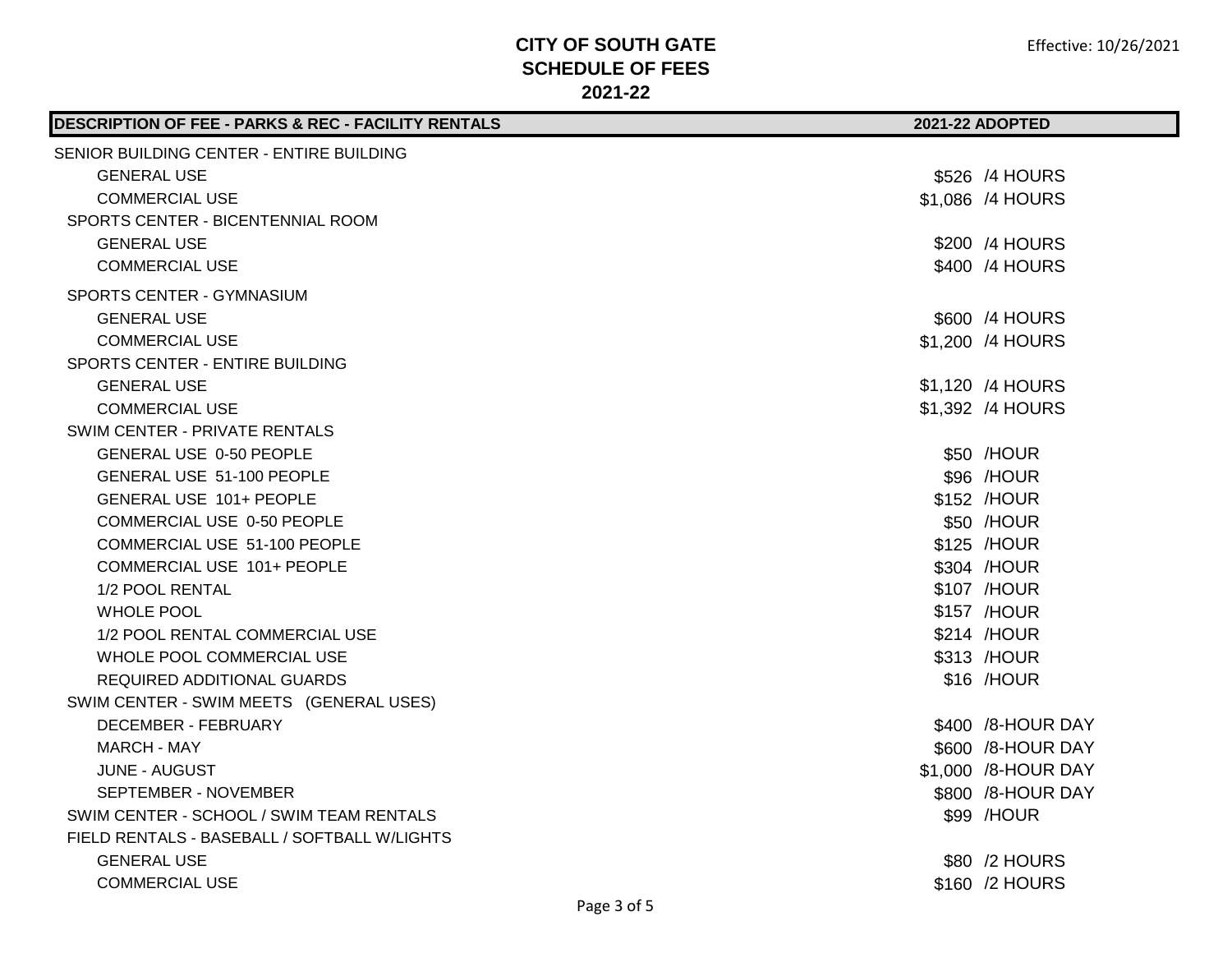**CITY OF SOUTH GATE**
**SCHEDULE OF FEES**
**2021-22**

Effective: 10/26/2021

| DESCRIPTION OF FEE - PARKS & REC - FACILITY RENTALS | 2021-22 ADOPTED | |
|---|---|---|
| SENIOR BUILDING CENTER - ENTIRE BUILDING | | |
| GENERAL USE | $526 | /4 HOURS |
| COMMERCIAL USE | $1,086 | /4 HOURS |
| SPORTS CENTER - BICENTENNIAL ROOM | | |
| GENERAL USE | $200 | /4 HOURS |
| COMMERCIAL USE | $400 | /4 HOURS |
| SPORTS CENTER - GYMNASIUM | | |
| GENERAL USE | $600 | /4 HOURS |
| COMMERCIAL USE | $1,200 | /4 HOURS |
| SPORTS CENTER - ENTIRE BUILDING | | |
| GENERAL USE | $1,120 | /4 HOURS |
| COMMERCIAL USE | $1,392 | /4 HOURS |
| SWIM CENTER - PRIVATE RENTALS | | |
| GENERAL USE 0-50 PEOPLE | $50 | /HOUR |
| GENERAL USE 51-100 PEOPLE | $96 | /HOUR |
| GENERAL USE 101+ PEOPLE | $152 | /HOUR |
| COMMERCIAL USE 0-50 PEOPLE | $50 | /HOUR |
| COMMERCIAL USE 51-100 PEOPLE | $125 | /HOUR |
| COMMERCIAL USE 101+ PEOPLE | $304 | /HOUR |
| 1/2 POOL RENTAL | $107 | /HOUR |
| WHOLE POOL | $157 | /HOUR |
| 1/2 POOL RENTAL COMMERCIAL USE | $214 | /HOUR |
| WHOLE POOL COMMERCIAL USE | $313 | /HOUR |
| REQUIRED ADDITIONAL GUARDS | $16 | /HOUR |
| SWIM CENTER - SWIM MEETS (GENERAL USES) | | |
| DECEMBER - FEBRUARY | $400 | /8-HOUR DAY |
| MARCH - MAY | $600 | /8-HOUR DAY |
| JUNE - AUGUST | $1,000 | /8-HOUR DAY |
| SEPTEMBER - NOVEMBER | $800 | /8-HOUR DAY |
| SWIM CENTER - SCHOOL / SWIM TEAM RENTALS | $99 | /HOUR |
| FIELD RENTALS - BASEBALL / SOFTBALL W/LIGHTS | | |
| GENERAL USE | $80 | /2 HOURS |
| COMMERCIAL USE | $160 | /2 HOURS |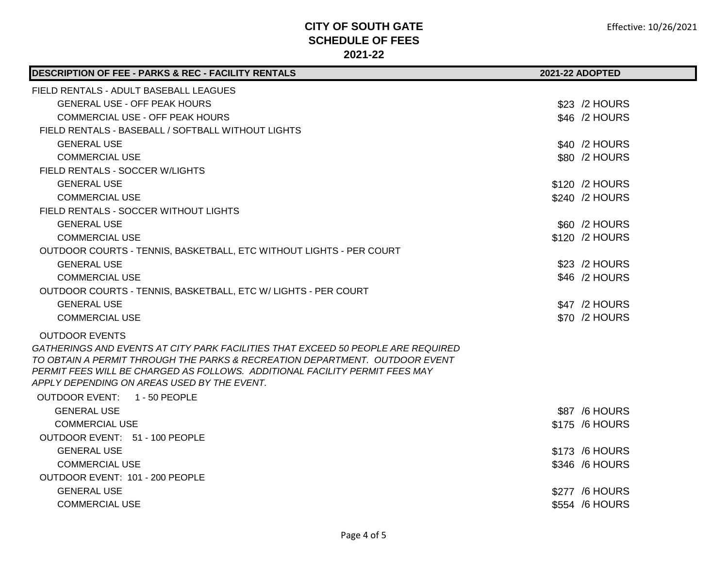# CITY OF SOUTH GATE
## SCHEDULE OF FEES
## 2021-22

Effective: 10/26/2021

| DESCRIPTION OF FEE - PARKS & REC - FACILITY RENTALS | 2021-22 ADOPTED |
|---|---|
| FIELD RENTALS - ADULT BASEBALL LEAGUES | |
| GENERAL USE - OFF PEAK HOURS | $23 /2 HOURS |
| COMMERCIAL USE - OFF PEAK HOURS | $46 /2 HOURS |
| FIELD RENTALS - BASEBALL / SOFTBALL WITHOUT LIGHTS | |
| GENERAL USE | $40 /2 HOURS |
| COMMERCIAL USE | $80 /2 HOURS |
| FIELD RENTALS - SOCCER W/LIGHTS | |
| GENERAL USE | $120 /2 HOURS |
| COMMERCIAL USE | $240 /2 HOURS |
| FIELD RENTALS - SOCCER WITHOUT LIGHTS | |
| GENERAL USE | $60 /2 HOURS |
| COMMERCIAL USE | $120 /2 HOURS |
| OUTDOOR COURTS - TENNIS, BASKETBALL, ETC WITHOUT LIGHTS - PER COURT | |
| GENERAL USE | $23 /2 HOURS |
| COMMERCIAL USE | $46 /2 HOURS |
| OUTDOOR COURTS - TENNIS, BASKETBALL, ETC W/ LIGHTS - PER COURT | |
| GENERAL USE | $47 /2 HOURS |
| COMMERCIAL USE | $70 /2 HOURS |
| OUTDOOR EVENTS | |
| *GATHERINGS AND EVENTS AT CITY PARK FACILITIES THAT EXCEED 50 PEOPLE ARE REQUIRED TO OBTAIN A PERMIT THROUGH THE PARKS & RECREATION DEPARTMENT. OUTDOOR EVENT PERMIT FEES WILL BE CHARGED AS FOLLOWS. ADDITIONAL FACILITY PERMIT FEES MAY APPLY DEPENDING ON AREAS USED BY THE EVENT.* | |
| OUTDOOR EVENT: 1 - 50 PEOPLE | |
| GENERAL USE | $87 /6 HOURS |
| COMMERCIAL USE | $175 /6 HOURS |
| OUTDOOR EVENT: 51 - 100 PEOPLE | |
| GENERAL USE | $173 /6 HOURS |
| COMMERCIAL USE | $346 /6 HOURS |
| OUTDOOR EVENT: 101 - 200 PEOPLE | |
| GENERAL USE | $277 /6 HOURS |
| COMMERCIAL USE | $554 /6 HOURS |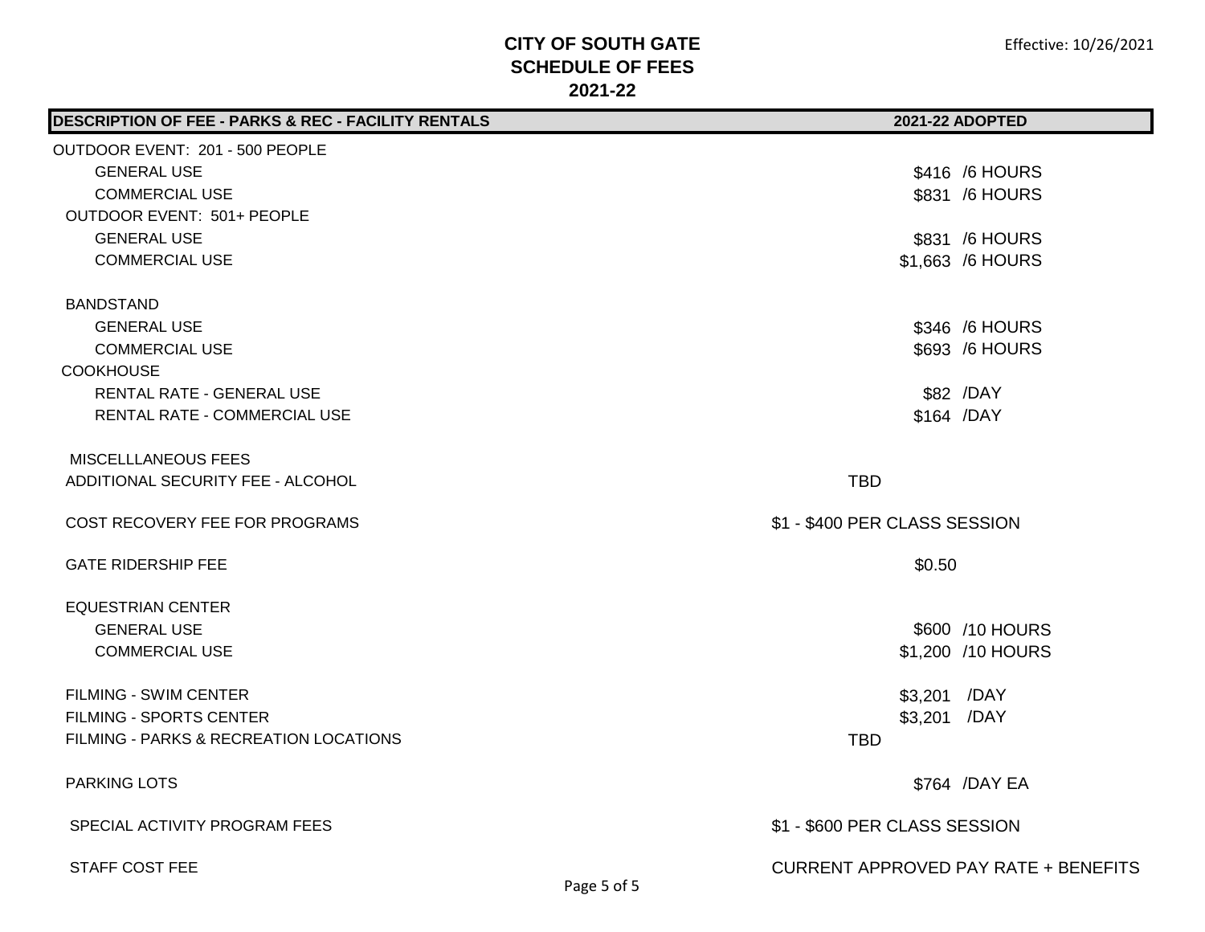# CITY OF SOUTH GATE
## SCHEDULE OF FEES
## 2021-22

Effective: 10/26/2021

| DESCRIPTION OF FEE - PARKS & REC - FACILITY RENTALS | 2021-22 ADOPTED |
|---|---|
| OUTDOOR EVENT: 201 - 500 PEOPLE | |
| GENERAL USE | $416 /6 HOURS |
| COMMERCIAL USE | $831 /6 HOURS |
| OUTDOOR EVENT: 501+ PEOPLE | |
| GENERAL USE | $831 /6 HOURS |
| COMMERCIAL USE | $1,663 /6 HOURS |
| BANDSTAND | |
| GENERAL USE | $346 /6 HOURS |
| COMMERCIAL USE | $693 /6 HOURS |
| COOKHOUSE | |
| RENTAL RATE - GENERAL USE | $82 /DAY |
| RENTAL RATE - COMMERCIAL USE | $164 /DAY |
| MISCELLLANEOUS FEES | |
| ADDITIONAL SECURITY FEE - ALCOHOL | TBD |
| COST RECOVERY FEE FOR PROGRAMS | $1 - $400 PER CLASS SESSION |
| GATE RIDERSHIP FEE | $0.50 |
| EQUESTRIAN CENTER | |
| GENERAL USE | $600 /10 HOURS |
| COMMERCIAL USE | $1,200 /10 HOURS |
| FILMING - SWIM CENTER | $3,201 /DAY |
| FILMING - SPORTS CENTER | $3,201 /DAY |
| FILMING - PARKS & RECREATION LOCATIONS | TBD |
| PARKING LOTS | $764 /DAY EA |
| SPECIAL ACTIVITY PROGRAM FEES | $1 - $600 PER CLASS SESSION |
| STAFF COST FEE | CURRENT APPROVED PAY RATE + BENEFITS |